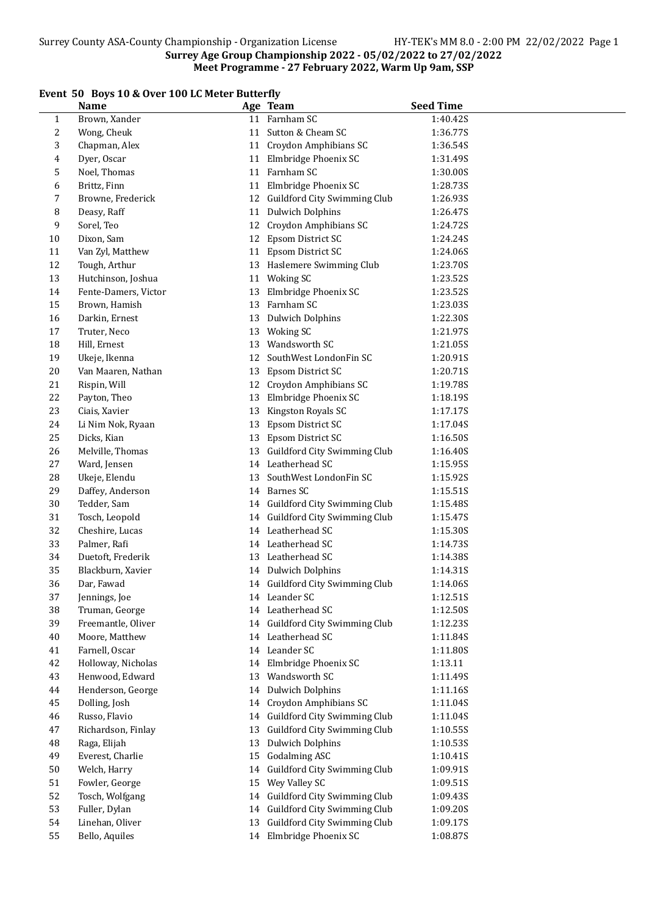Surrey Age Group Championship 2022 - 05/02/2022 to 27/02/2022
Meet Programme - 27 February 2022, Warm Up 9am, SSP

## Event 50 Boys 10 & Over 100 LC Meter Butterfly

| | Name | Age | Team | Seed Time |
|---|---|---|---|---|
| 1 | Brown, Xander | 11 | Farnham SC | 1:40.42S |
| 2 | Wong, Cheuk | 11 | Sutton & Cheam SC | 1:36.77S |
| 3 | Chapman, Alex | 11 | Croydon Amphibians SC | 1:36.54S |
| 4 | Dyer, Oscar | 11 | Elmbridge Phoenix SC | 1:31.49S |
| 5 | Noel, Thomas | 11 | Farnham SC | 1:30.00S |
| 6 | Brittz, Finn | 11 | Elmbridge Phoenix SC | 1:28.73S |
| 7 | Browne, Frederick | 12 | Guildford City Swimming Club | 1:26.93S |
| 8 | Deasy, Raff | 11 | Dulwich Dolphins | 1:26.47S |
| 9 | Sorel, Teo | 12 | Croydon Amphibians SC | 1:24.72S |
| 10 | Dixon, Sam | 12 | Epsom District SC | 1:24.24S |
| 11 | Van Zyl, Matthew | 11 | Epsom District SC | 1:24.06S |
| 12 | Tough, Arthur | 13 | Haslemere Swimming Club | 1:23.70S |
| 13 | Hutchinson, Joshua | 11 | Woking SC | 1:23.52S |
| 14 | Fente-Damers, Victor | 13 | Elmbridge Phoenix SC | 1:23.52S |
| 15 | Brown, Hamish | 13 | Farnham SC | 1:23.03S |
| 16 | Darkin, Ernest | 13 | Dulwich Dolphins | 1:22.30S |
| 17 | Truter, Neco | 13 | Woking SC | 1:21.97S |
| 18 | Hill, Ernest | 13 | Wandsworth SC | 1:21.05S |
| 19 | Ukeje, Ikenna | 12 | SouthWest LondonFin SC | 1:20.91S |
| 20 | Van Maaren, Nathan | 13 | Epsom District SC | 1:20.71S |
| 21 | Rispin, Will | 12 | Croydon Amphibians SC | 1:19.78S |
| 22 | Payton, Theo | 13 | Elmbridge Phoenix SC | 1:18.19S |
| 23 | Ciais, Xavier | 13 | Kingston Royals SC | 1:17.17S |
| 24 | Li Nim Nok, Ryaan | 13 | Epsom District SC | 1:17.04S |
| 25 | Dicks, Kian | 13 | Epsom District SC | 1:16.50S |
| 26 | Melville, Thomas | 13 | Guildford City Swimming Club | 1:16.40S |
| 27 | Ward, Jensen | 14 | Leatherhead SC | 1:15.95S |
| 28 | Ukeje, Elendu | 13 | SouthWest LondonFin SC | 1:15.92S |
| 29 | Daffey, Anderson | 14 | Barnes SC | 1:15.51S |
| 30 | Tedder, Sam | 14 | Guildford City Swimming Club | 1:15.48S |
| 31 | Tosch, Leopold | 14 | Guildford City Swimming Club | 1:15.47S |
| 32 | Cheshire, Lucas | 14 | Leatherhead SC | 1:15.30S |
| 33 | Palmer, Rafi | 14 | Leatherhead SC | 1:14.73S |
| 34 | Duetoft, Frederik | 13 | Leatherhead SC | 1:14.38S |
| 35 | Blackburn, Xavier | 14 | Dulwich Dolphins | 1:14.31S |
| 36 | Dar, Fawad | 14 | Guildford City Swimming Club | 1:14.06S |
| 37 | Jennings, Joe | 14 | Leander SC | 1:12.51S |
| 38 | Truman, George | 14 | Leatherhead SC | 1:12.50S |
| 39 | Freemantle, Oliver | 14 | Guildford City Swimming Club | 1:12.23S |
| 40 | Moore, Matthew | 14 | Leatherhead SC | 1:11.84S |
| 41 | Farnell, Oscar | 14 | Leander SC | 1:11.80S |
| 42 | Holloway, Nicholas | 14 | Elmbridge Phoenix SC | 1:13.11 |
| 43 | Henwood, Edward | 13 | Wandsworth SC | 1:11.49S |
| 44 | Henderson, George | 14 | Dulwich Dolphins | 1:11.16S |
| 45 | Dolling, Josh | 14 | Croydon Amphibians SC | 1:11.04S |
| 46 | Russo, Flavio | 14 | Guildford City Swimming Club | 1:11.04S |
| 47 | Richardson, Finlay | 13 | Guildford City Swimming Club | 1:10.55S |
| 48 | Raga, Elijah | 13 | Dulwich Dolphins | 1:10.53S |
| 49 | Everest, Charlie | 15 | Godalming ASC | 1:10.41S |
| 50 | Welch, Harry | 14 | Guildford City Swimming Club | 1:09.91S |
| 51 | Fowler, George | 15 | Wey Valley SC | 1:09.51S |
| 52 | Tosch, Wolfgang | 14 | Guildford City Swimming Club | 1:09.43S |
| 53 | Fuller, Dylan | 14 | Guildford City Swimming Club | 1:09.20S |
| 54 | Linehan, Oliver | 13 | Guildford City Swimming Club | 1:09.17S |
| 55 | Bello, Aquiles | 14 | Elmbridge Phoenix SC | 1:08.87S |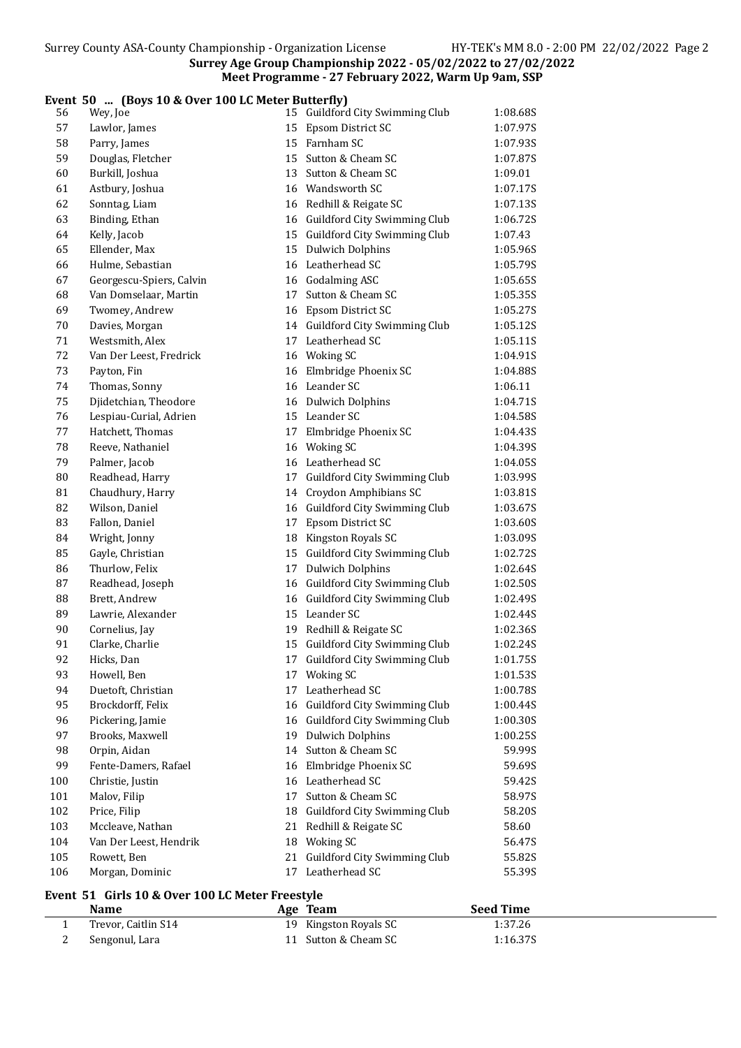Event 50 ... (Boys 10 & Over 100 LC Meter Butterfly)

| # | Name | Age | Team | Seed Time |
|---|---|---|---|---|
| 56 | Wey, Joe | 15 | Guildford City Swimming Club | 1:08.68S |
| 57 | Lawlor, James | 15 | Epsom District SC | 1:07.97S |
| 58 | Parry, James | 15 | Farnham SC | 1:07.93S |
| 59 | Douglas, Fletcher | 15 | Sutton & Cheam SC | 1:07.87S |
| 60 | Burkill, Joshua | 13 | Sutton & Cheam SC | 1:09.01 |
| 61 | Astbury, Joshua | 16 | Wandsworth SC | 1:07.17S |
| 62 | Sonntag, Liam | 16 | Redhill & Reigate SC | 1:07.13S |
| 63 | Binding, Ethan | 16 | Guildford City Swimming Club | 1:06.72S |
| 64 | Kelly, Jacob | 15 | Guildford City Swimming Club | 1:07.43 |
| 65 | Ellender, Max | 15 | Dulwich Dolphins | 1:05.96S |
| 66 | Hulme, Sebastian | 16 | Leatherhead SC | 1:05.79S |
| 67 | Georgescu-Spiers, Calvin | 16 | Godalming ASC | 1:05.65S |
| 68 | Van Domselaar, Martin | 17 | Sutton & Cheam SC | 1:05.35S |
| 69 | Twomey, Andrew | 16 | Epsom District SC | 1:05.27S |
| 70 | Davies, Morgan | 14 | Guildford City Swimming Club | 1:05.12S |
| 71 | Westsmith, Alex | 17 | Leatherhead SC | 1:05.11S |
| 72 | Van Der Leest, Fredrick | 16 | Woking SC | 1:04.91S |
| 73 | Payton, Fin | 16 | Elmbridge Phoenix SC | 1:04.88S |
| 74 | Thomas, Sonny | 16 | Leander SC | 1:06.11 |
| 75 | Djidetchian, Theodore | 16 | Dulwich Dolphins | 1:04.71S |
| 76 | Lespiau-Curial, Adrien | 15 | Leander SC | 1:04.58S |
| 77 | Hatchett, Thomas | 17 | Elmbridge Phoenix SC | 1:04.43S |
| 78 | Reeve, Nathaniel | 16 | Woking SC | 1:04.39S |
| 79 | Palmer, Jacob | 16 | Leatherhead SC | 1:04.05S |
| 80 | Readhead, Harry | 17 | Guildford City Swimming Club | 1:03.99S |
| 81 | Chaudhury, Harry | 14 | Croydon Amphibians SC | 1:03.81S |
| 82 | Wilson, Daniel | 16 | Guildford City Swimming Club | 1:03.67S |
| 83 | Fallon, Daniel | 17 | Epsom District SC | 1:03.60S |
| 84 | Wright, Jonny | 18 | Kingston Royals SC | 1:03.09S |
| 85 | Gayle, Christian | 15 | Guildford City Swimming Club | 1:02.72S |
| 86 | Thurlow, Felix | 17 | Dulwich Dolphins | 1:02.64S |
| 87 | Readhead, Joseph | 16 | Guildford City Swimming Club | 1:02.50S |
| 88 | Brett, Andrew | 16 | Guildford City Swimming Club | 1:02.49S |
| 89 | Lawrie, Alexander | 15 | Leander SC | 1:02.44S |
| 90 | Cornelius, Jay | 19 | Redhill & Reigate SC | 1:02.36S |
| 91 | Clarke, Charlie | 15 | Guildford City Swimming Club | 1:02.24S |
| 92 | Hicks, Dan | 17 | Guildford City Swimming Club | 1:01.75S |
| 93 | Howell, Ben | 17 | Woking SC | 1:01.53S |
| 94 | Duetoft, Christian | 17 | Leatherhead SC | 1:00.78S |
| 95 | Brockdorff, Felix | 16 | Guildford City Swimming Club | 1:00.44S |
| 96 | Pickering, Jamie | 16 | Guildford City Swimming Club | 1:00.30S |
| 97 | Brooks, Maxwell | 19 | Dulwich Dolphins | 1:00.25S |
| 98 | Orpin, Aidan | 14 | Sutton & Cheam SC | 59.99S |
| 99 | Fente-Damers, Rafael | 16 | Elmbridge Phoenix SC | 59.69S |
| 100 | Christie, Justin | 16 | Leatherhead SC | 59.42S |
| 101 | Malov, Filip | 17 | Sutton & Cheam SC | 58.97S |
| 102 | Price, Filip | 18 | Guildford City Swimming Club | 58.20S |
| 103 | Mccleave, Nathan | 21 | Redhill & Reigate SC | 58.60 |
| 104 | Van Der Leest, Hendrik | 18 | Woking SC | 56.47S |
| 105 | Rowett, Ben | 21 | Guildford City Swimming Club | 55.82S |
| 106 | Morgan, Dominic | 17 | Leatherhead SC | 55.39S |

Event 51 Girls 10 & Over 100 LC Meter Freestyle

| # | Name | Age | Team | Seed Time |
|---|---|---|---|---|
| 1 | Trevor, Caitlin S14 | 19 | Kingston Royals SC | 1:37.26 |
| 2 | Sengonul, Lara | 11 | Sutton & Cheam SC | 1:16.37S |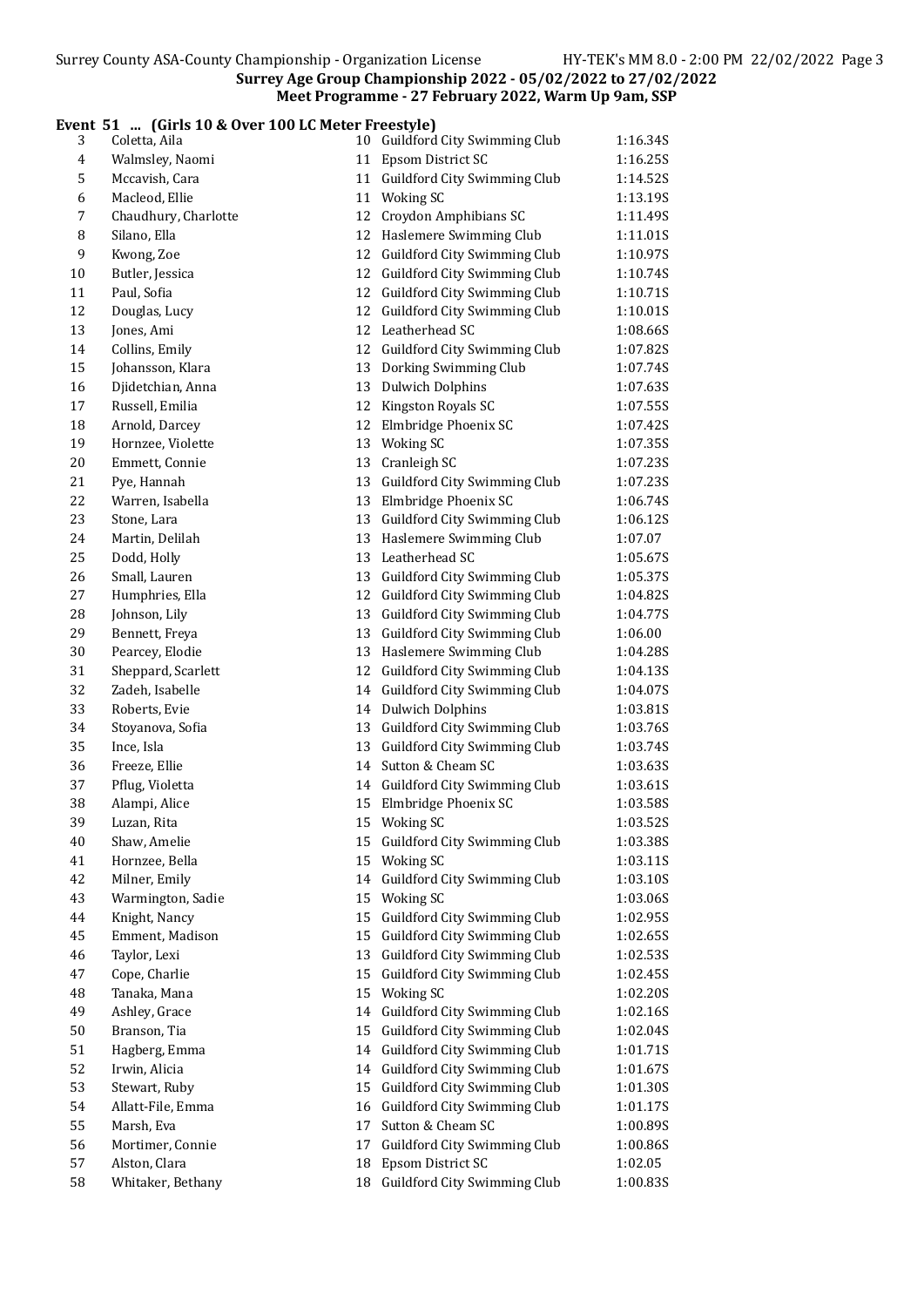Surrey Age Group Championship 2022 - 05/02/2022 to 27/02/2022

Meet Programme - 27 February 2022, Warm Up 9am, SSP

**Event 51 ... (Girls 10 & Over 100 LC Meter Freestyle)**

| | Name | Age | Team | Seed Time |
|---|---|---|---|---|
| 3 | Coletta, Aila | 10 | Guildford City Swimming Club | 1:16.34S |
| 4 | Walmsley, Naomi | 11 | Epsom District SC | 1:16.25S |
| 5 | Mccavish, Cara | 11 | Guildford City Swimming Club | 1:14.52S |
| 6 | Macleod, Ellie | 11 | Woking SC | 1:13.19S |
| 7 | Chaudhury, Charlotte | 12 | Croydon Amphibians SC | 1:11.49S |
| 8 | Silano, Ella | 12 | Haslemere Swimming Club | 1:11.01S |
| 9 | Kwong, Zoe | 12 | Guildford City Swimming Club | 1:10.97S |
| 10 | Butler, Jessica | 12 | Guildford City Swimming Club | 1:10.74S |
| 11 | Paul, Sofia | 12 | Guildford City Swimming Club | 1:10.71S |
| 12 | Douglas, Lucy | 12 | Guildford City Swimming Club | 1:10.01S |
| 13 | Jones, Ami | 12 | Leatherhead SC | 1:08.66S |
| 14 | Collins, Emily | 12 | Guildford City Swimming Club | 1:07.82S |
| 15 | Johansson, Klara | 13 | Dorking Swimming Club | 1:07.74S |
| 16 | Djidetchian, Anna | 13 | Dulwich Dolphins | 1:07.63S |
| 17 | Russell, Emilia | 12 | Kingston Royals SC | 1:07.55S |
| 18 | Arnold, Darcey | 12 | Elmbridge Phoenix SC | 1:07.42S |
| 19 | Hornzee, Violette | 13 | Woking SC | 1:07.35S |
| 20 | Emmett, Connie | 13 | Cranleigh SC | 1:07.23S |
| 21 | Pye, Hannah | 13 | Guildford City Swimming Club | 1:07.23S |
| 22 | Warren, Isabella | 13 | Elmbridge Phoenix SC | 1:06.74S |
| 23 | Stone, Lara | 13 | Guildford City Swimming Club | 1:06.12S |
| 24 | Martin, Delilah | 13 | Haslemere Swimming Club | 1:07.07 |
| 25 | Dodd, Holly | 13 | Leatherhead SC | 1:05.67S |
| 26 | Small, Lauren | 13 | Guildford City Swimming Club | 1:05.37S |
| 27 | Humphries, Ella | 12 | Guildford City Swimming Club | 1:04.82S |
| 28 | Johnson, Lily | 13 | Guildford City Swimming Club | 1:04.77S |
| 29 | Bennett, Freya | 13 | Guildford City Swimming Club | 1:06.00 |
| 30 | Pearcey, Elodie | 13 | Haslemere Swimming Club | 1:04.28S |
| 31 | Sheppard, Scarlett | 12 | Guildford City Swimming Club | 1:04.13S |
| 32 | Zadeh, Isabelle | 14 | Guildford City Swimming Club | 1:04.07S |
| 33 | Roberts, Evie | 14 | Dulwich Dolphins | 1:03.81S |
| 34 | Stoyanova, Sofia | 13 | Guildford City Swimming Club | 1:03.76S |
| 35 | Ince, Isla | 13 | Guildford City Swimming Club | 1:03.74S |
| 36 | Freeze, Ellie | 14 | Sutton & Cheam SC | 1:03.63S |
| 37 | Pflug, Violetta | 14 | Guildford City Swimming Club | 1:03.61S |
| 38 | Alampi, Alice | 15 | Elmbridge Phoenix SC | 1:03.58S |
| 39 | Luzan, Rita | 15 | Woking SC | 1:03.52S |
| 40 | Shaw, Amelie | 15 | Guildford City Swimming Club | 1:03.38S |
| 41 | Hornzee, Bella | 15 | Woking SC | 1:03.11S |
| 42 | Milner, Emily | 14 | Guildford City Swimming Club | 1:03.10S |
| 43 | Warmington, Sadie | 15 | Woking SC | 1:03.06S |
| 44 | Knight, Nancy | 15 | Guildford City Swimming Club | 1:02.95S |
| 45 | Emment, Madison | 15 | Guildford City Swimming Club | 1:02.65S |
| 46 | Taylor, Lexi | 13 | Guildford City Swimming Club | 1:02.53S |
| 47 | Cope, Charlie | 15 | Guildford City Swimming Club | 1:02.45S |
| 48 | Tanaka, Mana | 15 | Woking SC | 1:02.20S |
| 49 | Ashley, Grace | 14 | Guildford City Swimming Club | 1:02.16S |
| 50 | Branson, Tia | 15 | Guildford City Swimming Club | 1:02.04S |
| 51 | Hagberg, Emma | 14 | Guildford City Swimming Club | 1:01.71S |
| 52 | Irwin, Alicia | 14 | Guildford City Swimming Club | 1:01.67S |
| 53 | Stewart, Ruby | 15 | Guildford City Swimming Club | 1:01.30S |
| 54 | Allatt-File, Emma | 16 | Guildford City Swimming Club | 1:01.17S |
| 55 | Marsh, Eva | 17 | Sutton & Cheam SC | 1:00.89S |
| 56 | Mortimer, Connie | 17 | Guildford City Swimming Club | 1:00.86S |
| 57 | Alston, Clara | 18 | Epsom District SC | 1:02.05 |
| 58 | Whitaker, Bethany | 18 | Guildford City Swimming Club | 1:00.83S |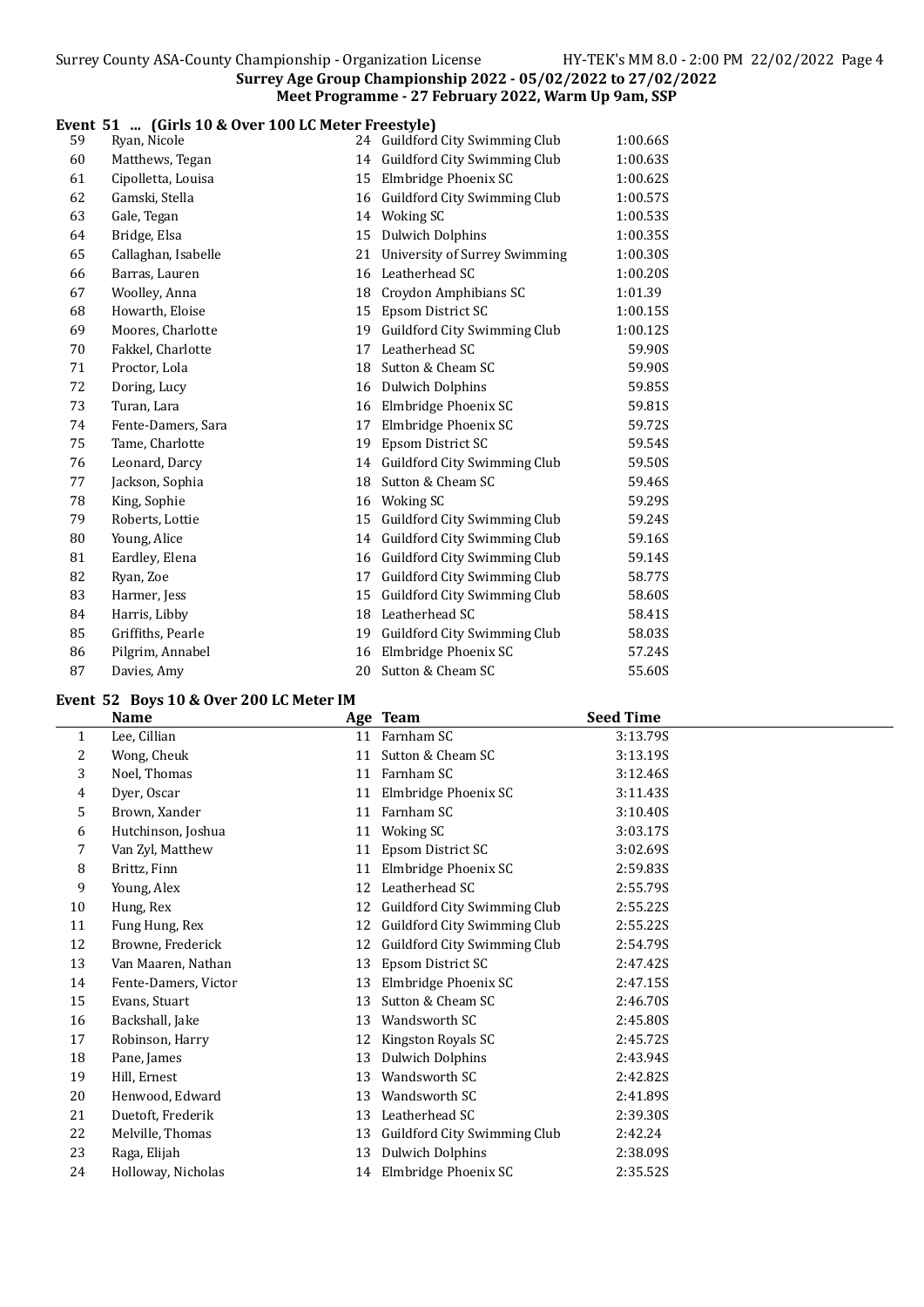Surrey Age Group Championship 2022 - 05/02/2022 to 27/02/2022
Meet Programme - 27 February 2022, Warm Up 9am, SSP

### Event 51 ... (Girls 10 & Over 100 LC Meter Freestyle)

| | Name | Age | Team | Seed Time |
|---|---|---|---|---|
| 59 | Ryan, Nicole | 24 | Guildford City Swimming Club | 1:00.66S |
| 60 | Matthews, Tegan | 14 | Guildford City Swimming Club | 1:00.63S |
| 61 | Cipolletta, Louisa | 15 | Elmbridge Phoenix SC | 1:00.62S |
| 62 | Gamski, Stella | 16 | Guildford City Swimming Club | 1:00.57S |
| 63 | Gale, Tegan | 14 | Woking SC | 1:00.53S |
| 64 | Bridge, Elsa | 15 | Dulwich Dolphins | 1:00.35S |
| 65 | Callaghan, Isabelle | 21 | University of Surrey Swimming | 1:00.30S |
| 66 | Barras, Lauren | 16 | Leatherhead SC | 1:00.20S |
| 67 | Woolley, Anna | 18 | Croydon Amphibians SC | 1:01.39 |
| 68 | Howarth, Eloise | 15 | Epsom District SC | 1:00.15S |
| 69 | Moores, Charlotte | 19 | Guildford City Swimming Club | 1:00.12S |
| 70 | Fakkel, Charlotte | 17 | Leatherhead SC | 59.90S |
| 71 | Proctor, Lola | 18 | Sutton & Cheam SC | 59.90S |
| 72 | Doring, Lucy | 16 | Dulwich Dolphins | 59.85S |
| 73 | Turan, Lara | 16 | Elmbridge Phoenix SC | 59.81S |
| 74 | Fente-Damers, Sara | 17 | Elmbridge Phoenix SC | 59.72S |
| 75 | Tame, Charlotte | 19 | Epsom District SC | 59.54S |
| 76 | Leonard, Darcy | 14 | Guildford City Swimming Club | 59.50S |
| 77 | Jackson, Sophia | 18 | Sutton & Cheam SC | 59.46S |
| 78 | King, Sophie | 16 | Woking SC | 59.29S |
| 79 | Roberts, Lottie | 15 | Guildford City Swimming Club | 59.24S |
| 80 | Young, Alice | 14 | Guildford City Swimming Club | 59.16S |
| 81 | Eardley, Elena | 16 | Guildford City Swimming Club | 59.14S |
| 82 | Ryan, Zoe | 17 | Guildford City Swimming Club | 58.77S |
| 83 | Harmer, Jess | 15 | Guildford City Swimming Club | 58.60S |
| 84 | Harris, Libby | 18 | Leatherhead SC | 58.41S |
| 85 | Griffiths, Pearle | 19 | Guildford City Swimming Club | 58.03S |
| 86 | Pilgrim, Annabel | 16 | Elmbridge Phoenix SC | 57.24S |
| 87 | Davies, Amy | 20 | Sutton & Cheam SC | 55.60S |

### Event 52 Boys 10 & Over 200 LC Meter IM

| | Name | Age | Team | Seed Time |
|---|---|---|---|---|
| 1 | Lee, Cillian | 11 | Farnham SC | 3:13.79S |
| 2 | Wong, Cheuk | 11 | Sutton & Cheam SC | 3:13.19S |
| 3 | Noel, Thomas | 11 | Farnham SC | 3:12.46S |
| 4 | Dyer, Oscar | 11 | Elmbridge Phoenix SC | 3:11.43S |
| 5 | Brown, Xander | 11 | Farnham SC | 3:10.40S |
| 6 | Hutchinson, Joshua | 11 | Woking SC | 3:03.17S |
| 7 | Van Zyl, Matthew | 11 | Epsom District SC | 3:02.69S |
| 8 | Brittz, Finn | 11 | Elmbridge Phoenix SC | 2:59.83S |
| 9 | Young, Alex | 12 | Leatherhead SC | 2:55.79S |
| 10 | Hung, Rex | 12 | Guildford City Swimming Club | 2:55.22S |
| 11 | Fung Hung, Rex | 12 | Guildford City Swimming Club | 2:55.22S |
| 12 | Browne, Frederick | 12 | Guildford City Swimming Club | 2:54.79S |
| 13 | Van Maaren, Nathan | 13 | Epsom District SC | 2:47.42S |
| 14 | Fente-Damers, Victor | 13 | Elmbridge Phoenix SC | 2:47.15S |
| 15 | Evans, Stuart | 13 | Sutton & Cheam SC | 2:46.70S |
| 16 | Backshall, Jake | 13 | Wandsworth SC | 2:45.80S |
| 17 | Robinson, Harry | 12 | Kingston Royals SC | 2:45.72S |
| 18 | Pane, James | 13 | Dulwich Dolphins | 2:43.94S |
| 19 | Hill, Ernest | 13 | Wandsworth SC | 2:42.82S |
| 20 | Henwood, Edward | 13 | Wandsworth SC | 2:41.89S |
| 21 | Duetoft, Frederik | 13 | Leatherhead SC | 2:39.30S |
| 22 | Melville, Thomas | 13 | Guildford City Swimming Club | 2:42.24 |
| 23 | Raga, Elijah | 13 | Dulwich Dolphins | 2:38.09S |
| 24 | Holloway, Nicholas | 14 | Elmbridge Phoenix SC | 2:35.52S |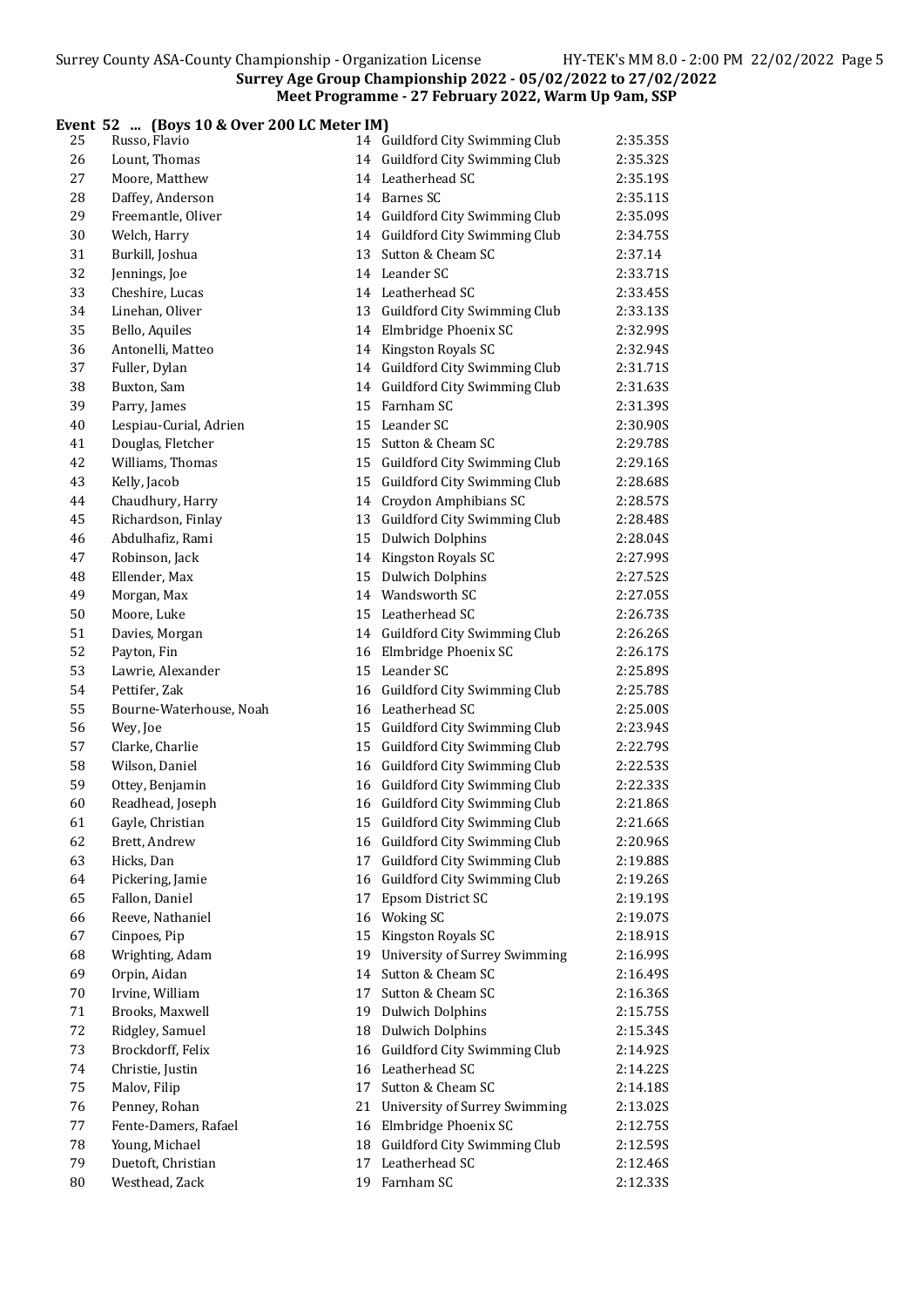**Surrey Age Group Championship 2022 - 05/02/2022 to 27/02/2022**
**Meet Programme - 27 February 2022, Warm Up 9am, SSP**

**Event 52 ... (Boys 10 & Over 200 LC Meter IM)**

| | Name | Age | Club | Seed Time |
|---|---|---|---|---|
| 25 | Russo, Flavio | 14 | Guildford City Swimming Club | 2:35.35S |
| 26 | Lount, Thomas | 14 | Guildford City Swimming Club | 2:35.32S |
| 27 | Moore, Matthew | 14 | Leatherhead SC | 2:35.19S |
| 28 | Daffey, Anderson | 14 | Barnes SC | 2:35.11S |
| 29 | Freemantle, Oliver | 14 | Guildford City Swimming Club | 2:35.09S |
| 30 | Welch, Harry | 14 | Guildford City Swimming Club | 2:34.75S |
| 31 | Burkill, Joshua | 13 | Sutton & Cheam SC | 2:37.14 |
| 32 | Jennings, Joe | 14 | Leander SC | 2:33.71S |
| 33 | Cheshire, Lucas | 14 | Leatherhead SC | 2:33.45S |
| 34 | Linehan, Oliver | 13 | Guildford City Swimming Club | 2:33.13S |
| 35 | Bello, Aquiles | 14 | Elmbridge Phoenix SC | 2:32.99S |
| 36 | Antonelli, Matteo | 14 | Kingston Royals SC | 2:32.94S |
| 37 | Fuller, Dylan | 14 | Guildford City Swimming Club | 2:31.71S |
| 38 | Buxton, Sam | 14 | Guildford City Swimming Club | 2:31.63S |
| 39 | Parry, James | 15 | Farnham SC | 2:31.39S |
| 40 | Lespiau-Curial, Adrien | 15 | Leander SC | 2:30.90S |
| 41 | Douglas, Fletcher | 15 | Sutton & Cheam SC | 2:29.78S |
| 42 | Williams, Thomas | 15 | Guildford City Swimming Club | 2:29.16S |
| 43 | Kelly, Jacob | 15 | Guildford City Swimming Club | 2:28.68S |
| 44 | Chaudhury, Harry | 14 | Croydon Amphibians SC | 2:28.57S |
| 45 | Richardson, Finlay | 13 | Guildford City Swimming Club | 2:28.48S |
| 46 | Abdulhafiz, Rami | 15 | Dulwich Dolphins | 2:28.04S |
| 47 | Robinson, Jack | 14 | Kingston Royals SC | 2:27.99S |
| 48 | Ellender, Max | 15 | Dulwich Dolphins | 2:27.52S |
| 49 | Morgan, Max | 14 | Wandsworth SC | 2:27.05S |
| 50 | Moore, Luke | 15 | Leatherhead SC | 2:26.73S |
| 51 | Davies, Morgan | 14 | Guildford City Swimming Club | 2:26.26S |
| 52 | Payton, Fin | 16 | Elmbridge Phoenix SC | 2:26.17S |
| 53 | Lawrie, Alexander | 15 | Leander SC | 2:25.89S |
| 54 | Pettifer, Zak | 16 | Guildford City Swimming Club | 2:25.78S |
| 55 | Bourne-Waterhouse, Noah | 16 | Leatherhead SC | 2:25.00S |
| 56 | Wey, Joe | 15 | Guildford City Swimming Club | 2:23.94S |
| 57 | Clarke, Charlie | 15 | Guildford City Swimming Club | 2:22.79S |
| 58 | Wilson, Daniel | 16 | Guildford City Swimming Club | 2:22.53S |
| 59 | Ottey, Benjamin | 16 | Guildford City Swimming Club | 2:22.33S |
| 60 | Readhead, Joseph | 16 | Guildford City Swimming Club | 2:21.86S |
| 61 | Gayle, Christian | 15 | Guildford City Swimming Club | 2:21.66S |
| 62 | Brett, Andrew | 16 | Guildford City Swimming Club | 2:20.96S |
| 63 | Hicks, Dan | 17 | Guildford City Swimming Club | 2:19.88S |
| 64 | Pickering, Jamie | 16 | Guildford City Swimming Club | 2:19.26S |
| 65 | Fallon, Daniel | 17 | Epsom District SC | 2:19.19S |
| 66 | Reeve, Nathaniel | 16 | Woking SC | 2:19.07S |
| 67 | Cinpoes, Pip | 15 | Kingston Royals SC | 2:18.91S |
| 68 | Wrighting, Adam | 19 | University of Surrey Swimming | 2:16.99S |
| 69 | Orpin, Aidan | 14 | Sutton & Cheam SC | 2:16.49S |
| 70 | Irvine, William | 17 | Sutton & Cheam SC | 2:16.36S |
| 71 | Brooks, Maxwell | 19 | Dulwich Dolphins | 2:15.75S |
| 72 | Ridgley, Samuel | 18 | Dulwich Dolphins | 2:15.34S |
| 73 | Brockdorff, Felix | 16 | Guildford City Swimming Club | 2:14.92S |
| 74 | Christie, Justin | 16 | Leatherhead SC | 2:14.22S |
| 75 | Malov, Filip | 17 | Sutton & Cheam SC | 2:14.18S |
| 76 | Penney, Rohan | 21 | University of Surrey Swimming | 2:13.02S |
| 77 | Fente-Damers, Rafael | 16 | Elmbridge Phoenix SC | 2:12.75S |
| 78 | Young, Michael | 18 | Guildford City Swimming Club | 2:12.59S |
| 79 | Duetoft, Christian | 17 | Leatherhead SC | 2:12.46S |
| 80 | Westhead, Zack | 19 | Farnham SC | 2:12.33S |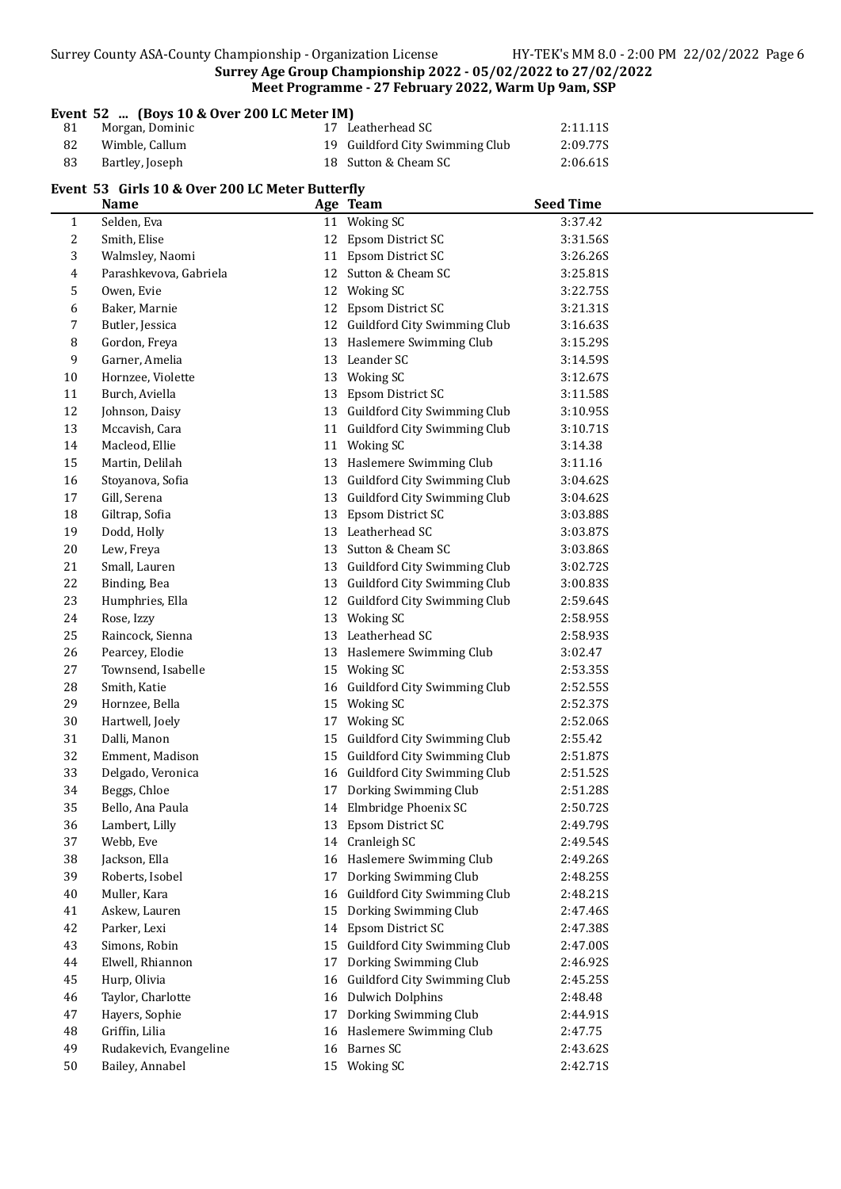**Surrey Age Group Championship 2022 - 05/02/2022 to 27/02/2022**
**Meet Programme - 27 February 2022, Warm Up 9am, SSP**

### Event 52 ... (Boys 10 & Over 200 LC Meter IM)

| | Name | Age | Team | Seed Time |
|---|---|---|---|---|
| 81 | Morgan, Dominic | 17 | Leatherhead SC | 2:11.11S |
| 82 | Wimble, Callum | 19 | Guildford City Swimming Club | 2:09.77S |
| 83 | Bartley, Joseph | 18 | Sutton & Cheam SC | 2:06.61S |

### Event 53 Girls 10 & Over 200 LC Meter Butterfly

| | Name | Age | Team | Seed Time |
|---|---|---|---|---|
| 1 | Selden, Eva | 11 | Woking SC | 3:37.42 |
| 2 | Smith, Elise | 12 | Epsom District SC | 3:31.56S |
| 3 | Walmsley, Naomi | 11 | Epsom District SC | 3:26.26S |
| 4 | Parashkevova, Gabriela | 12 | Sutton & Cheam SC | 3:25.81S |
| 5 | Owen, Evie | 12 | Woking SC | 3:22.75S |
| 6 | Baker, Marnie | 12 | Epsom District SC | 3:21.31S |
| 7 | Butler, Jessica | 12 | Guildford City Swimming Club | 3:16.63S |
| 8 | Gordon, Freya | 13 | Haslemere Swimming Club | 3:15.29S |
| 9 | Garner, Amelia | 13 | Leander SC | 3:14.59S |
| 10 | Hornzee, Violette | 13 | Woking SC | 3:12.67S |
| 11 | Burch, Aviella | 13 | Epsom District SC | 3:11.58S |
| 12 | Johnson, Daisy | 13 | Guildford City Swimming Club | 3:10.95S |
| 13 | Mccavish, Cara | 11 | Guildford City Swimming Club | 3:10.71S |
| 14 | Macleod, Ellie | 11 | Woking SC | 3:14.38 |
| 15 | Martin, Delilah | 13 | Haslemere Swimming Club | 3:11.16 |
| 16 | Stoyanova, Sofia | 13 | Guildford City Swimming Club | 3:04.62S |
| 17 | Gill, Serena | 13 | Guildford City Swimming Club | 3:04.62S |
| 18 | Giltrap, Sofia | 13 | Epsom District SC | 3:03.88S |
| 19 | Dodd, Holly | 13 | Leatherhead SC | 3:03.87S |
| 20 | Lew, Freya | 13 | Sutton & Cheam SC | 3:03.86S |
| 21 | Small, Lauren | 13 | Guildford City Swimming Club | 3:02.72S |
| 22 | Binding, Bea | 13 | Guildford City Swimming Club | 3:00.83S |
| 23 | Humphries, Ella | 12 | Guildford City Swimming Club | 2:59.64S |
| 24 | Rose, Izzy | 13 | Woking SC | 2:58.95S |
| 25 | Raincock, Sienna | 13 | Leatherhead SC | 2:58.93S |
| 26 | Pearcey, Elodie | 13 | Haslemere Swimming Club | 3:02.47 |
| 27 | Townsend, Isabelle | 15 | Woking SC | 2:53.35S |
| 28 | Smith, Katie | 16 | Guildford City Swimming Club | 2:52.55S |
| 29 | Hornzee, Bella | 15 | Woking SC | 2:52.37S |
| 30 | Hartwell, Joely | 17 | Woking SC | 2:52.06S |
| 31 | Dalli, Manon | 15 | Guildford City Swimming Club | 2:55.42 |
| 32 | Emment, Madison | 15 | Guildford City Swimming Club | 2:51.87S |
| 33 | Delgado, Veronica | 16 | Guildford City Swimming Club | 2:51.52S |
| 34 | Beggs, Chloe | 17 | Dorking Swimming Club | 2:51.28S |
| 35 | Bello, Ana Paula | 14 | Elmbridge Phoenix SC | 2:50.72S |
| 36 | Lambert, Lilly | 13 | Epsom District SC | 2:49.79S |
| 37 | Webb, Eve | 14 | Cranleigh SC | 2:49.54S |
| 38 | Jackson, Ella | 16 | Haslemere Swimming Club | 2:49.26S |
| 39 | Roberts, Isobel | 17 | Dorking Swimming Club | 2:48.25S |
| 40 | Muller, Kara | 16 | Guildford City Swimming Club | 2:48.21S |
| 41 | Askew, Lauren | 15 | Dorking Swimming Club | 2:47.46S |
| 42 | Parker, Lexi | 14 | Epsom District SC | 2:47.38S |
| 43 | Simons, Robin | 15 | Guildford City Swimming Club | 2:47.00S |
| 44 | Elwell, Rhiannon | 17 | Dorking Swimming Club | 2:46.92S |
| 45 | Hurp, Olivia | 16 | Guildford City Swimming Club | 2:45.25S |
| 46 | Taylor, Charlotte | 16 | Dulwich Dolphins | 2:48.48 |
| 47 | Hayers, Sophie | 17 | Dorking Swimming Club | 2:44.91S |
| 48 | Griffin, Lilia | 16 | Haslemere Swimming Club | 2:47.75 |
| 49 | Rudakevich, Evangeline | 16 | Barnes SC | 2:43.62S |
| 50 | Bailey, Annabel | 15 | Woking SC | 2:42.71S |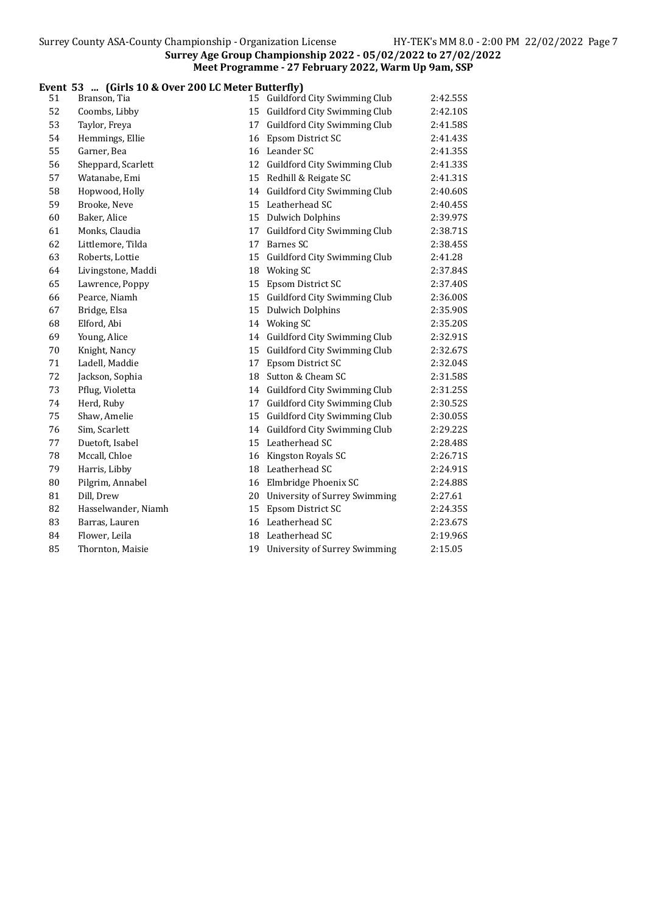**Event 53 ... (Girls 10 & Over 200 LC Meter Butterfly)**

| | | | | |
|---|---|---|---|---|
| 51 | Branson, Tia | 15 | Guildford City Swimming Club | 2:42.55S |
| 52 | Coombs, Libby | 15 | Guildford City Swimming Club | 2:42.10S |
| 53 | Taylor, Freya | 17 | Guildford City Swimming Club | 2:41.58S |
| 54 | Hemmings, Ellie | 16 | Epsom District SC | 2:41.43S |
| 55 | Garner, Bea | 16 | Leander SC | 2:41.35S |
| 56 | Sheppard, Scarlett | 12 | Guildford City Swimming Club | 2:41.33S |
| 57 | Watanabe, Emi | 15 | Redhill & Reigate SC | 2:41.31S |
| 58 | Hopwood, Holly | 14 | Guildford City Swimming Club | 2:40.60S |
| 59 | Brooke, Neve | 15 | Leatherhead SC | 2:40.45S |
| 60 | Baker, Alice | 15 | Dulwich Dolphins | 2:39.97S |
| 61 | Monks, Claudia | 17 | Guildford City Swimming Club | 2:38.71S |
| 62 | Littlemore, Tilda | 17 | Barnes SC | 2:38.45S |
| 63 | Roberts, Lottie | 15 | Guildford City Swimming Club | 2:41.28 |
| 64 | Livingstone, Maddi | 18 | Woking SC | 2:37.84S |
| 65 | Lawrence, Poppy | 15 | Epsom District SC | 2:37.40S |
| 66 | Pearce, Niamh | 15 | Guildford City Swimming Club | 2:36.00S |
| 67 | Bridge, Elsa | 15 | Dulwich Dolphins | 2:35.90S |
| 68 | Elford, Abi | 14 | Woking SC | 2:35.20S |
| 69 | Young, Alice | 14 | Guildford City Swimming Club | 2:32.91S |
| 70 | Knight, Nancy | 15 | Guildford City Swimming Club | 2:32.67S |
| 71 | Ladell, Maddie | 17 | Epsom District SC | 2:32.04S |
| 72 | Jackson, Sophia | 18 | Sutton & Cheam SC | 2:31.58S |
| 73 | Pflug, Violetta | 14 | Guildford City Swimming Club | 2:31.25S |
| 74 | Herd, Ruby | 17 | Guildford City Swimming Club | 2:30.52S |
| 75 | Shaw, Amelie | 15 | Guildford City Swimming Club | 2:30.05S |
| 76 | Sim, Scarlett | 14 | Guildford City Swimming Club | 2:29.22S |
| 77 | Duetoft, Isabel | 15 | Leatherhead SC | 2:28.48S |
| 78 | Mccall, Chloe | 16 | Kingston Royals SC | 2:26.71S |
| 79 | Harris, Libby | 18 | Leatherhead SC | 2:24.91S |
| 80 | Pilgrim, Annabel | 16 | Elmbridge Phoenix SC | 2:24.88S |
| 81 | Dill, Drew | 20 | University of Surrey Swimming | 2:27.61 |
| 82 | Hasselwander, Niamh | 15 | Epsom District SC | 2:24.35S |
| 83 | Barras, Lauren | 16 | Leatherhead SC | 2:23.67S |
| 84 | Flower, Leila | 18 | Leatherhead SC | 2:19.96S |
| 85 | Thornton, Maisie | 19 | University of Surrey Swimming | 2:15.05 |